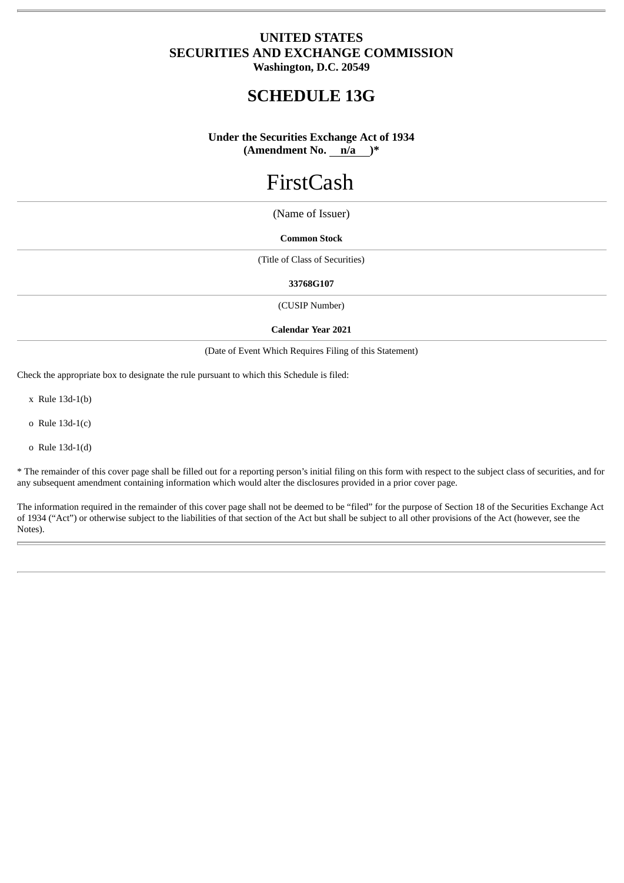**UNITED STATES**
**SECURITIES AND EXCHANGE COMMISSION**
**Washington, D.C. 20549**

# SCHEDULE 13G

**Under the Securities Exchange Act of 1934**
**(Amendment No. n/a )***

FirstCash

(Name of Issuer)

**Common Stock**

(Title of Class of Securities)

**33768G107**

(CUSIP Number)

**Calendar Year 2021**

(Date of Event Which Requires Filing of this Statement)

Check the appropriate box to designate the rule pursuant to which this Schedule is filed:

x Rule 13d-1(b)

o Rule 13d-1(c)

o Rule 13d-1(d)

* The remainder of this cover page shall be filled out for a reporting person's initial filing on this form with respect to the subject class of securities, and for any subsequent amendment containing information which would alter the disclosures provided in a prior cover page.

The information required in the remainder of this cover page shall not be deemed to be "filed" for the purpose of Section 18 of the Securities Exchange Act of 1934 ("Act") or otherwise subject to the liabilities of that section of the Act but shall be subject to all other provisions of the Act (however, see the Notes).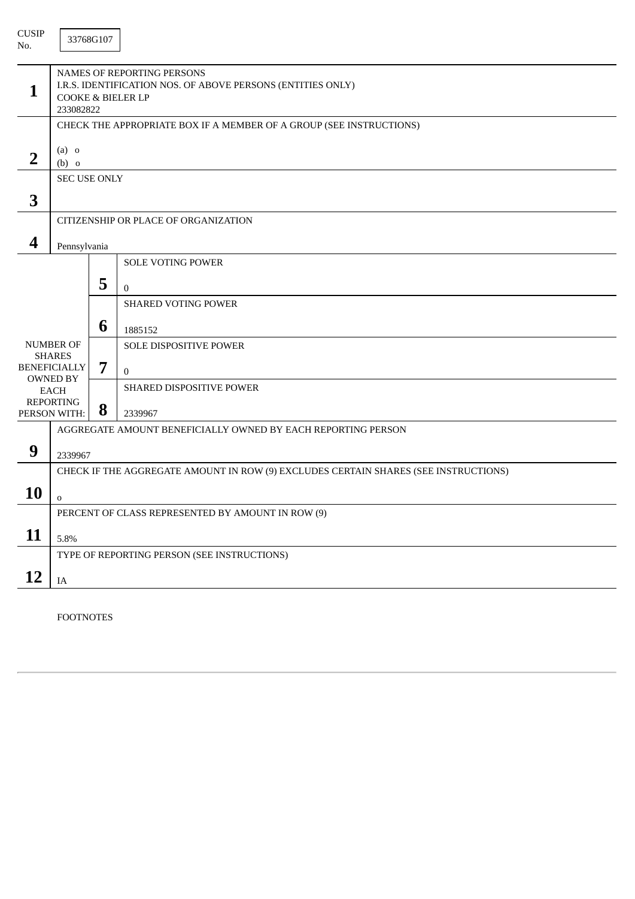CUSIP No. 33768G107

| | | | |
|---|---|---|---|
| **1** | NAMES OF REPORTING PERSONS<br>I.R.S. IDENTIFICATION NOS. OF ABOVE PERSONS (ENTITIES ONLY)<br>COOKE & BIELER LP<br>233082822 | | |
| **2** | CHECK THE APPROPRIATE BOX IF A MEMBER OF A GROUP (SEE INSTRUCTIONS)<br><br>(a) o<br>(b) o | | |
| **3** | SEC USE ONLY | | |
| **4** | CITIZENSHIP OR PLACE OF ORGANIZATION<br><br>Pennsylvania | | |
| NUMBER OF SHARES BENEFICIALLY OWNED BY EACH REPORTING PERSON WITH: | **5** | SOLE VOTING POWER<br><br>0 | |
| | **6** | SHARED VOTING POWER<br><br>1885152 | |
| | **7** | SOLE DISPOSITIVE POWER<br><br>0 | |
| | **8** | SHARED DISPOSITIVE POWER<br><br>2339967 | |
| **9** | AGGREGATE AMOUNT BENEFICIALLY OWNED BY EACH REPORTING PERSON<br><br>2339967 | | |
| **10** | CHECK IF THE AGGREGATE AMOUNT IN ROW (9) EXCLUDES CERTAIN SHARES (SEE INSTRUCTIONS)<br><br>o | | |
| **11** | PERCENT OF CLASS REPRESENTED BY AMOUNT IN ROW (9)<br><br>5.8% | | |
| **12** | TYPE OF REPORTING PERSON (SEE INSTRUCTIONS)<br><br>IA | | |

FOOTNOTES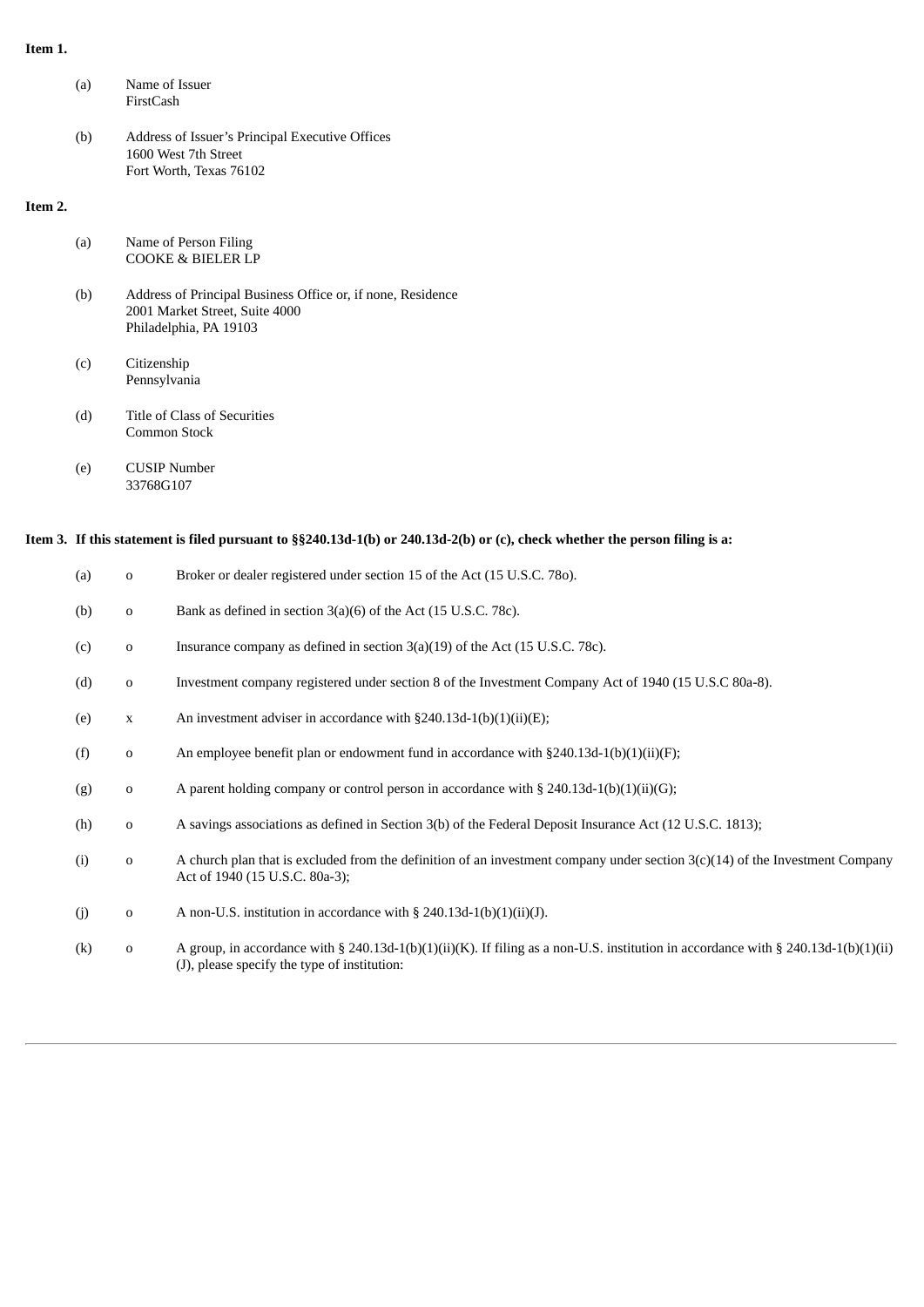**Item 1.**

(a) Name of Issuer
FirstCash

(b) Address of Issuer's Principal Executive Offices
1600 West 7th Street
Fort Worth, Texas 76102

**Item 2.**

(a) Name of Person Filing
COOKE & BIELER LP

(b) Address of Principal Business Office or, if none, Residence
2001 Market Street, Suite 4000
Philadelphia, PA 19103

(c) Citizenship
Pennsylvania

(d) Title of Class of Securities
Common Stock

(e) CUSIP Number
33768G107

**Item 3. If this statement is filed pursuant to §§240.13d-1(b) or 240.13d-2(b) or (c), check whether the person filing is a:**

(a) o Broker or dealer registered under section 15 of the Act (15 U.S.C. 78o).

(b) o Bank as defined in section 3(a)(6) of the Act (15 U.S.C. 78c).

(c) o Insurance company as defined in section 3(a)(19) of the Act (15 U.S.C. 78c).

(d) o Investment company registered under section 8 of the Investment Company Act of 1940 (15 U.S.C 80a-8).

(e) x An investment adviser in accordance with §240.13d-1(b)(1)(ii)(E);

(f) o An employee benefit plan or endowment fund in accordance with §240.13d-1(b)(1)(ii)(F);

(g) o A parent holding company or control person in accordance with § 240.13d-1(b)(1)(ii)(G);

(h) o A savings associations as defined in Section 3(b) of the Federal Deposit Insurance Act (12 U.S.C. 1813);

(i) o A church plan that is excluded from the definition of an investment company under section 3(c)(14) of the Investment Company Act of 1940 (15 U.S.C. 80a-3);

(j) o A non-U.S. institution in accordance with § 240.13d-1(b)(1)(ii)(J).

(k) o A group, in accordance with § 240.13d-1(b)(1)(ii)(K). If filing as a non-U.S. institution in accordance with § 240.13d-1(b)(1)(ii)(J), please specify the type of institution: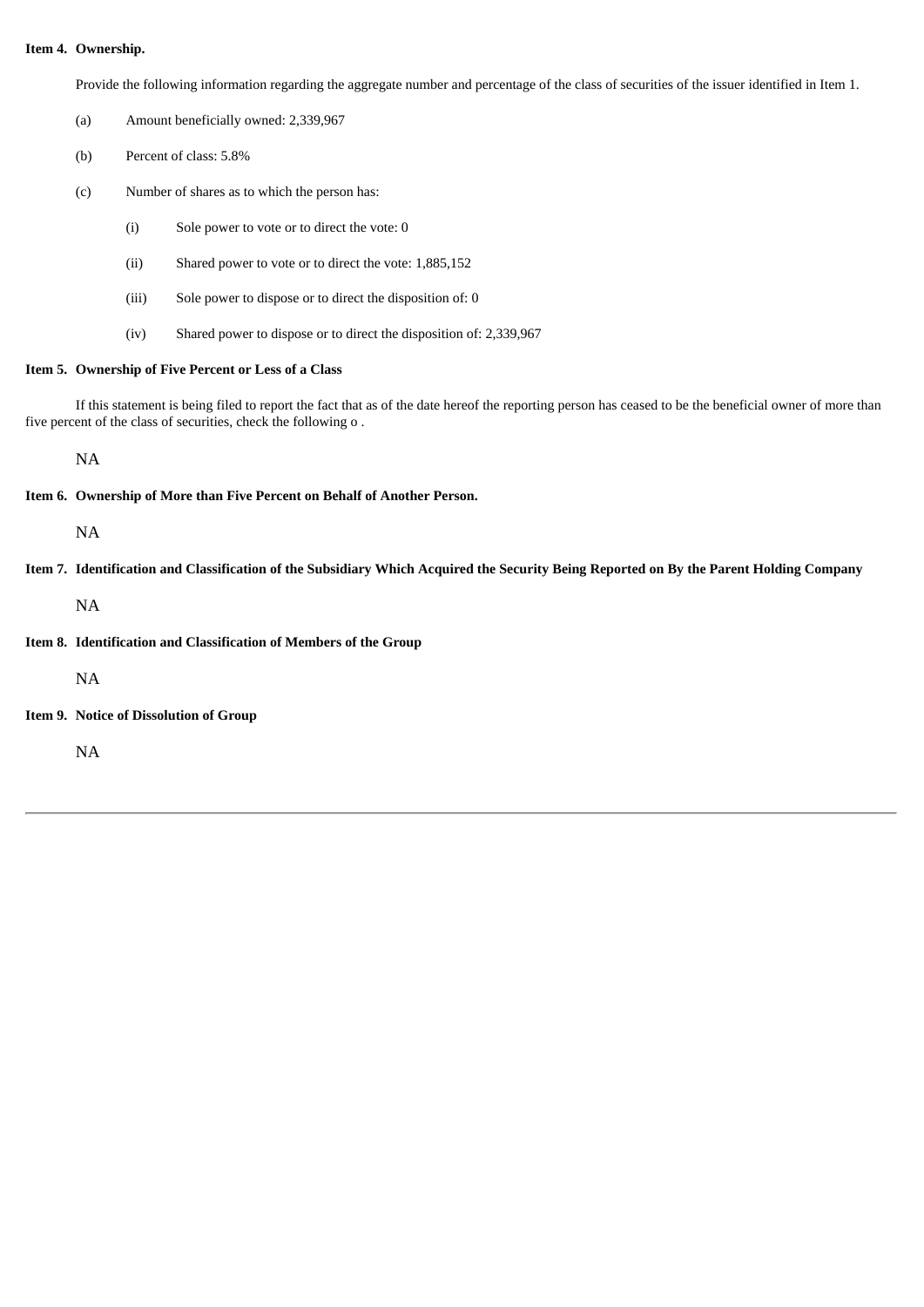**Item 4. Ownership.**

Provide the following information regarding the aggregate number and percentage of the class of securities of the issuer identified in Item 1.

(a) Amount beneficially owned: 2,339,967

(b) Percent of class: 5.8%

(c) Number of shares as to which the person has:

  (i) Sole power to vote or to direct the vote: 0

  (ii) Shared power to vote or to direct the vote: 1,885,152

  (iii) Sole power to dispose or to direct the disposition of: 0

  (iv) Shared power to dispose or to direct the disposition of: 2,339,967

**Item 5. Ownership of Five Percent or Less of a Class**

If this statement is being filed to report the fact that as of the date hereof the reporting person has ceased to be the beneficial owner of more than five percent of the class of securities, check the following o .

NA

**Item 6. Ownership of More than Five Percent on Behalf of Another Person.**

NA

**Item 7. Identification and Classification of the Subsidiary Which Acquired the Security Being Reported on By the Parent Holding Company**

NA

**Item 8. Identification and Classification of Members of the Group**

NA

**Item 9. Notice of Dissolution of Group**

NA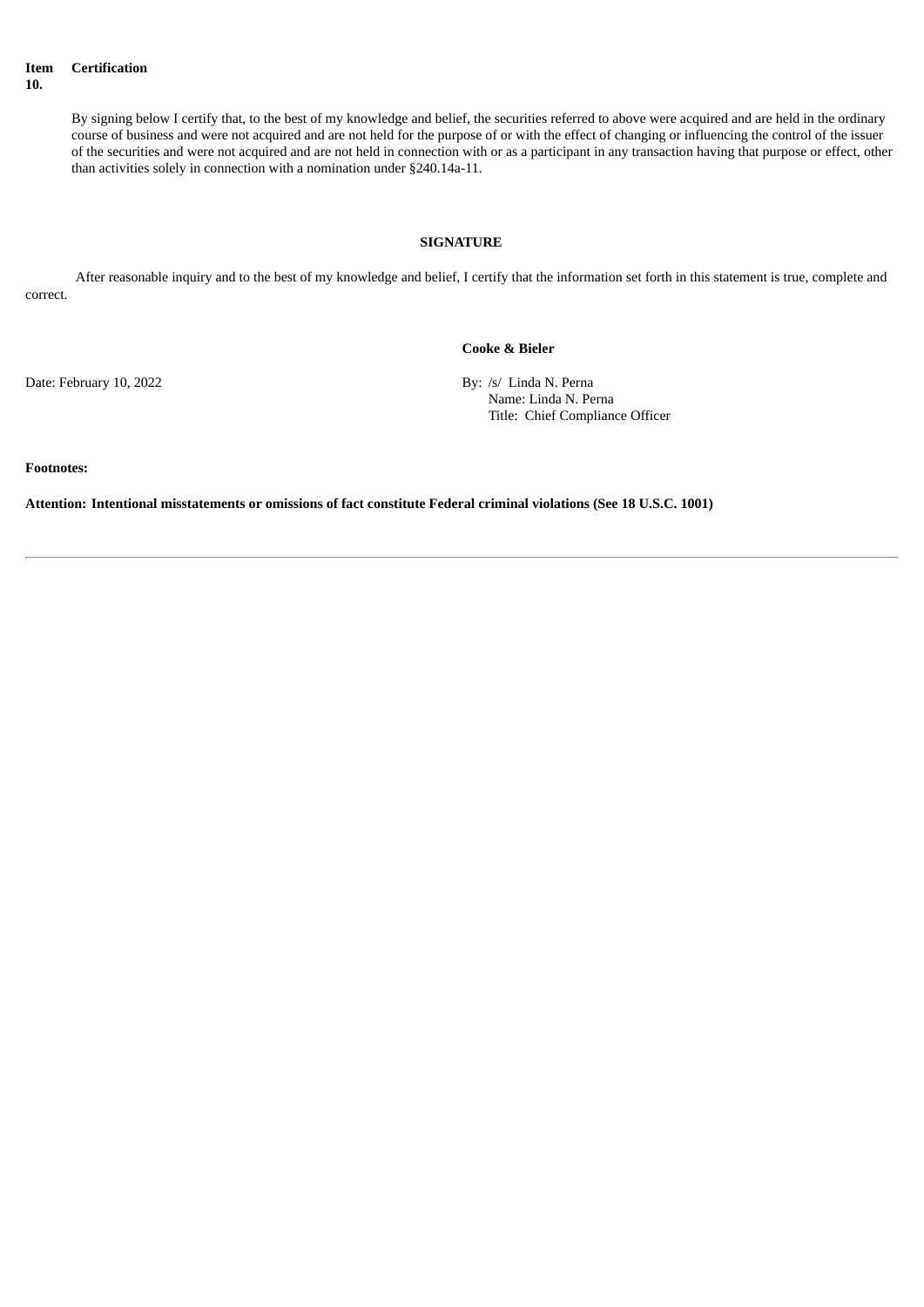**Item 10. Certification**

By signing below I certify that, to the best of my knowledge and belief, the securities referred to above were acquired and are held in the ordinary course of business and were not acquired and are not held for the purpose of or with the effect of changing or influencing the control of the issuer of the securities and were not acquired and are not held in connection with or as a participant in any transaction having that purpose or effect, other than activities solely in connection with a nomination under §240.14a-11.

**SIGNATURE**

After reasonable inquiry and to the best of my knowledge and belief, I certify that the information set forth in this statement is true, complete and correct.

**Cooke & Bieler**

Date: February 10, 2022

By: /s/ Linda N. Perna
Name: Linda N. Perna
Title: Chief Compliance Officer

**Footnotes:**

**Attention: Intentional misstatements or omissions of fact constitute Federal criminal violations (See 18 U.S.C. 1001)**